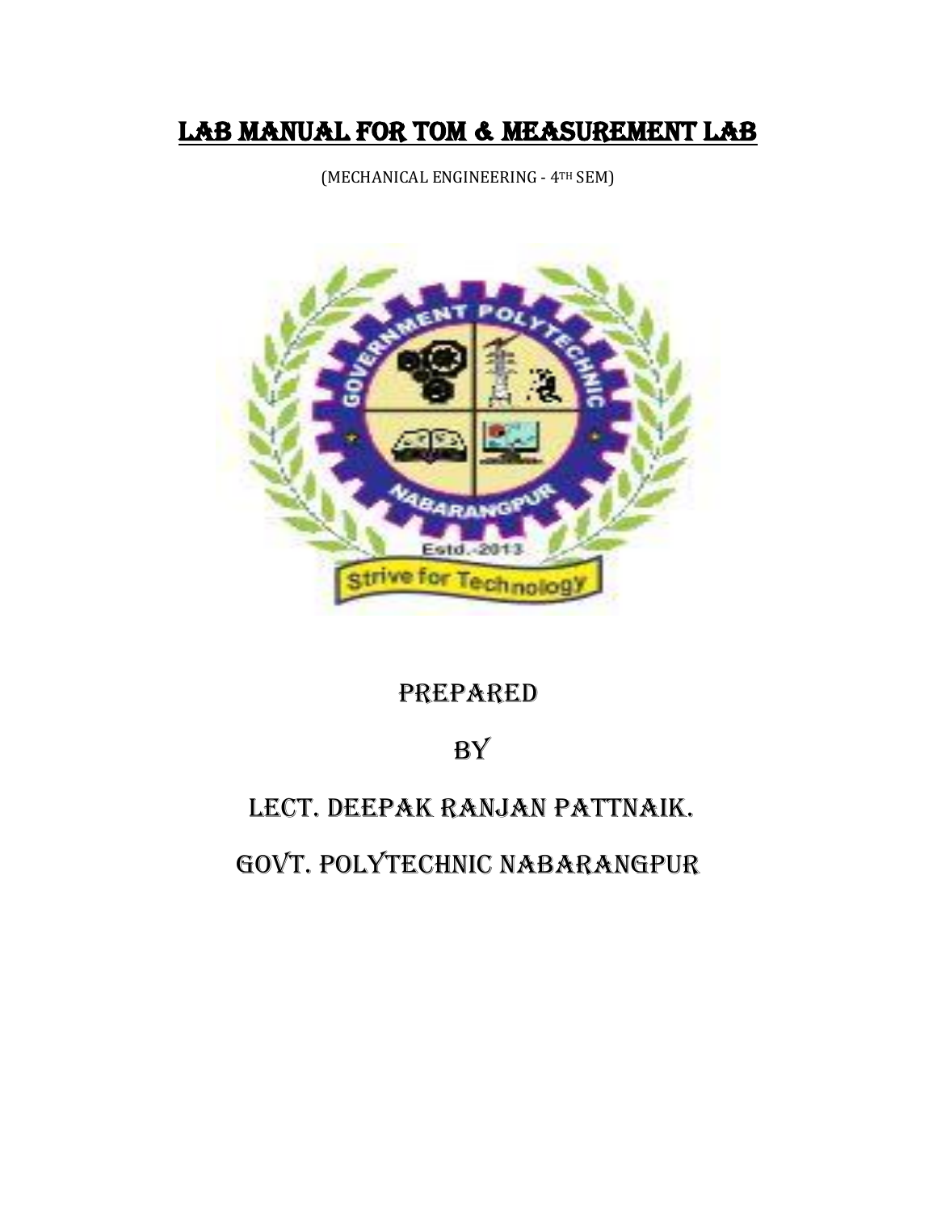# LAB MANUAL FOR TOM & MEASUREMENT LAB

(MECHANICAL ENGINEERING - 4TH SEM)

PREPARED

BY

LECT. DEEPAK RANJAN PATTNAIK.

GOVT. POLYTECHNIC NABARANGPUR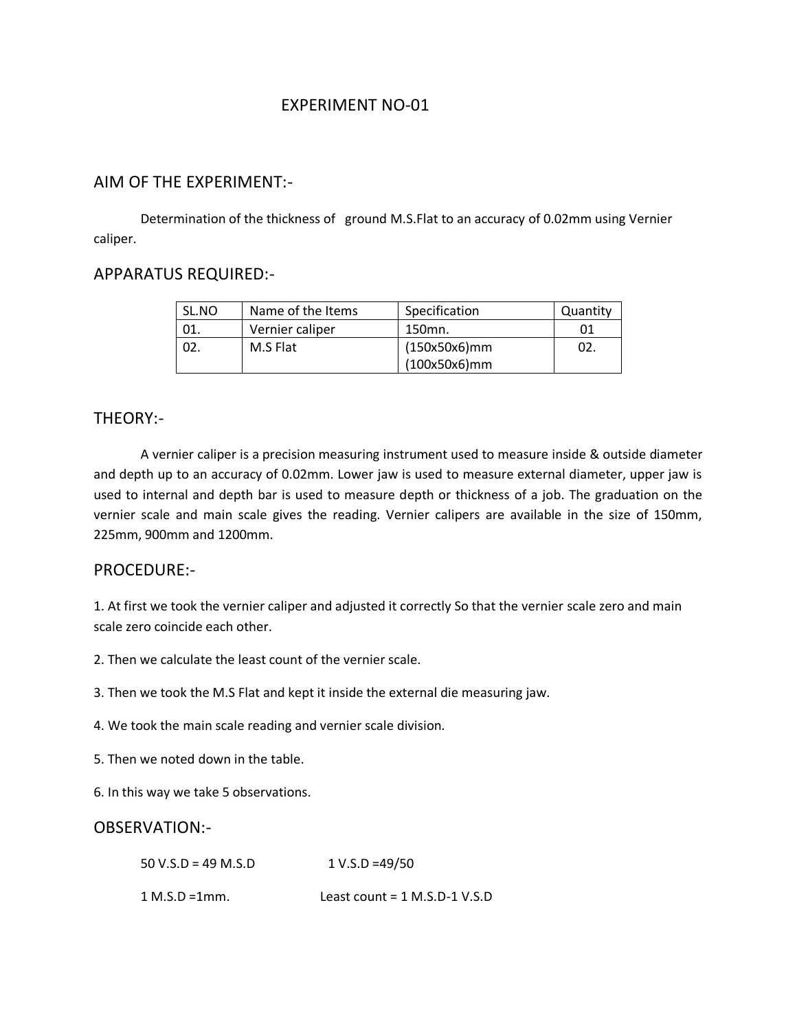# EXPERIMENT NO-01

## AIM OF THE EXPERIMENT:-

Determination of the thickness of ground M.S.Flat to an accuracy of 0.02mm using Vernier caliper.

## APPARATUS REQUIRED:-

| SL.NO | Name of the Items | Specification | Quantity |
|---|---|---|---|
| 01. | Vernier caliper | 150mn. | 01 |
| 02. | M.S Flat | (150x50x6)mm<br>(100x50x6)mm | 02. |

## THEORY:-

A vernier caliper is a precision measuring instrument used to measure inside & outside diameter and depth up to an accuracy of 0.02mm. Lower jaw is used to measure external diameter, upper jaw is used to internal and depth bar is used to measure depth or thickness of a job. The graduation on the vernier scale and main scale gives the reading. Vernier calipers are available in the size of 150mm, 225mm, 900mm and 1200mm.

## PROCEDURE:-

1. At first we took the vernier caliper and adjusted it correctly So that the vernier scale zero and main scale zero coincide each other.

2. Then we calculate the least count of the vernier scale.

3. Then we took the M.S Flat and kept it inside the external die measuring jaw.

4. We took the main scale reading and vernier scale division.

5. Then we noted down in the table.

6. In this way we take 5 observations.

## OBSERVATION:-

50 V.S.D = 49 M.S.D    1 V.S.D =49/50

1 M.S.D =1mm.    Least count = 1 M.S.D-1 V.S.D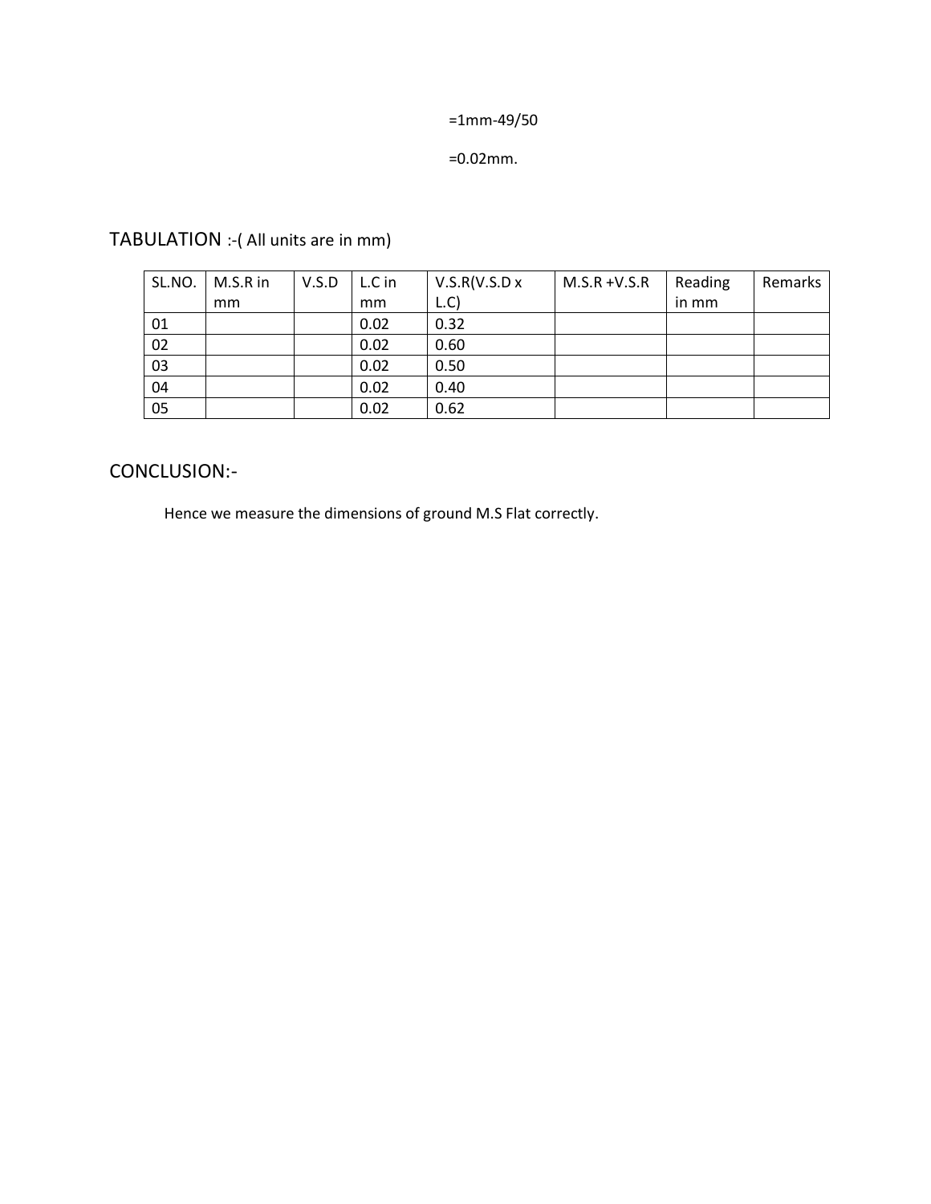=1mm-49/50

=0.02mm.

## TABULATION :-( All units are in mm)

| SL.NO. | M.S.R in mm | V.S.D | L.C in mm | V.S.R(V.S.D x L.C) | M.S.R +V.S.R | Reading in mm | Remarks |
|---|---|---|---|---|---|---|---|
| 01 | | | 0.02 | 0.32 | | | |
| 02 | | | 0.02 | 0.60 | | | |
| 03 | | | 0.02 | 0.50 | | | |
| 04 | | | 0.02 | 0.40 | | | |
| 05 | | | 0.02 | 0.62 | | | |

## CONCLUSION:-

Hence we measure the dimensions of ground M.S Flat correctly.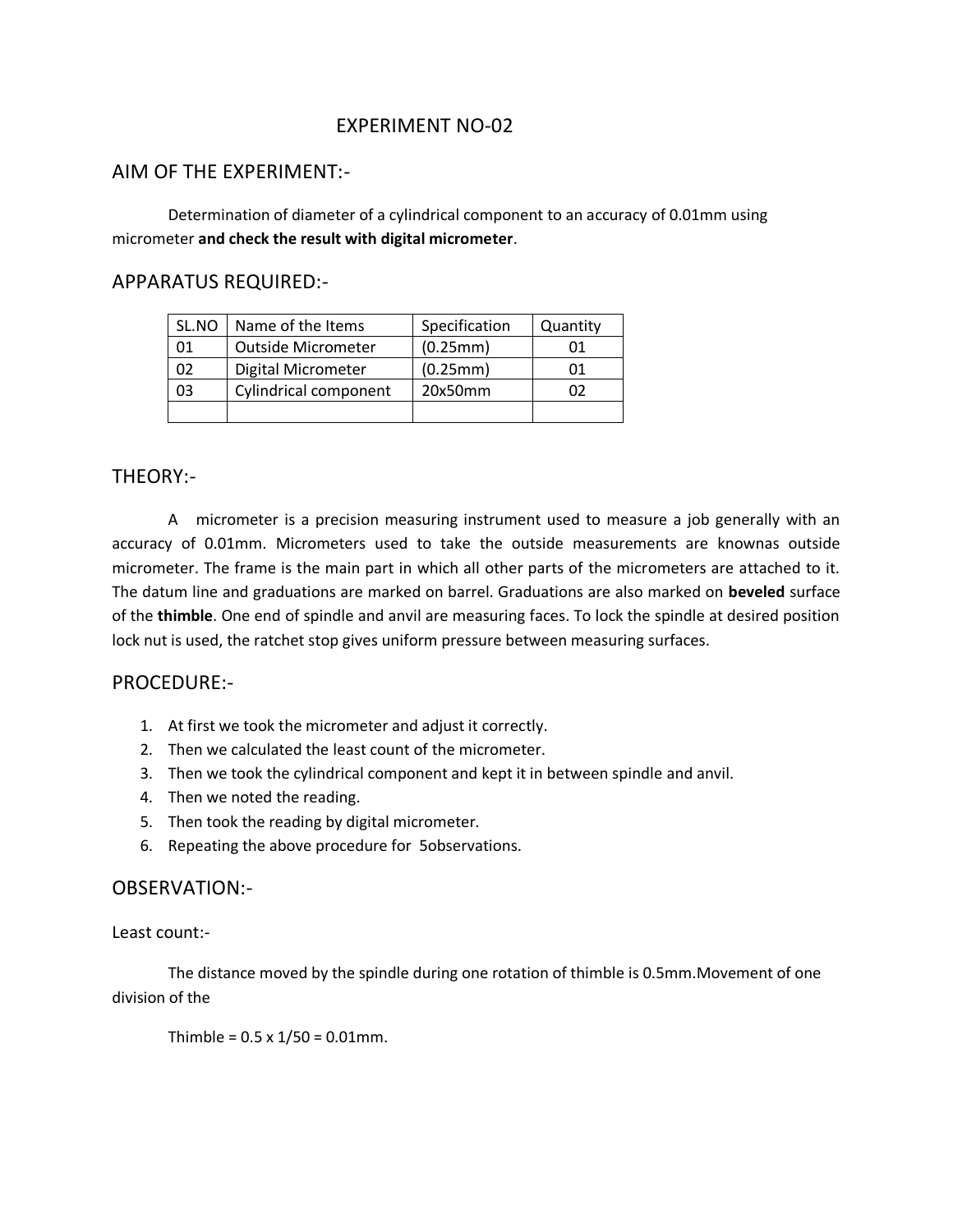# EXPERIMENT NO-02

## AIM OF THE EXPERIMENT:-

Determination of diameter of a cylindrical component to an accuracy of 0.01mm using micrometer **and check the result with digital micrometer**.

## APPARATUS REQUIRED:-

| SL.NO | Name of the Items | Specification | Quantity |
|---|---|---|---|
| 01 | Outside Micrometer | (0.25mm) | 01 |
| 02 | Digital Micrometer | (0.25mm) | 01 |
| 03 | Cylindrical component | 20x50mm | 02 |
| | | | |

## THEORY:-

A micrometer is a precision measuring instrument used to measure a job generally with an accuracy of 0.01mm. Micrometers used to take the outside measurements are knownas outside micrometer. The frame is the main part in which all other parts of the micrometers are attached to it. The datum line and graduations are marked on barrel. Graduations are also marked on **beveled** surface of the **thimble**. One end of spindle and anvil are measuring faces. To lock the spindle at desired position lock nut is used, the ratchet stop gives uniform pressure between measuring surfaces.

## PROCEDURE:-

1. At first we took the micrometer and adjust it correctly.
2. Then we calculated the least count of the micrometer.
3. Then we took the cylindrical component and kept it in between spindle and anvil.
4. Then we noted the reading.
5. Then took the reading by digital micrometer.
6. Repeating the above procedure for 5observations.

## OBSERVATION:-

Least count:-

The distance moved by the spindle during one rotation of thimble is 0.5mm.Movement of one division of the

Thimble = $0.5 \times 1/50 = 0.01$mm.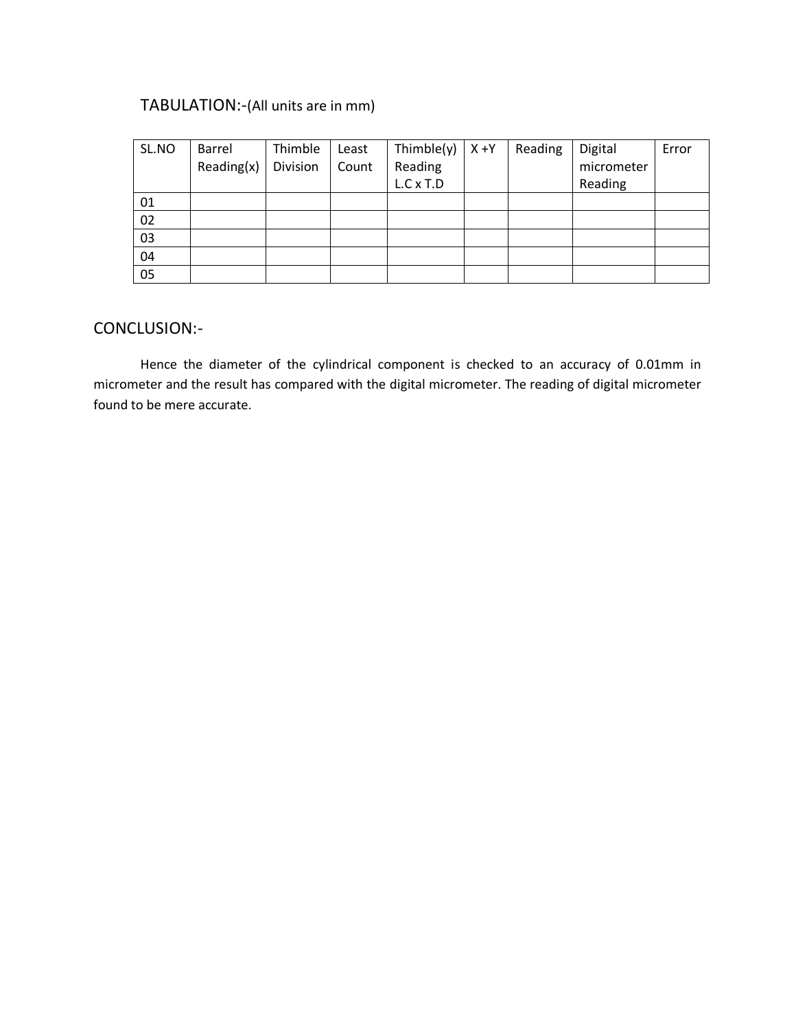## TABULATION:-(All units are in mm)

| SL.NO | Barrel Reading(x) | Thimble Division | Least Count | Thimble(y) Reading L.C x T.D | X +Y | Reading | Digital micrometer Reading | Error |
|---|---|---|---|---|---|---|---|---|
| 01 | | | | | | | | |
| 02 | | | | | | | | |
| 03 | | | | | | | | |
| 04 | | | | | | | | |
| 05 | | | | | | | | |

## CONCLUSION:-

Hence the diameter of the cylindrical component is checked to an accuracy of 0.01mm in micrometer and the result has compared with the digital micrometer. The reading of digital micrometer found to be mere accurate.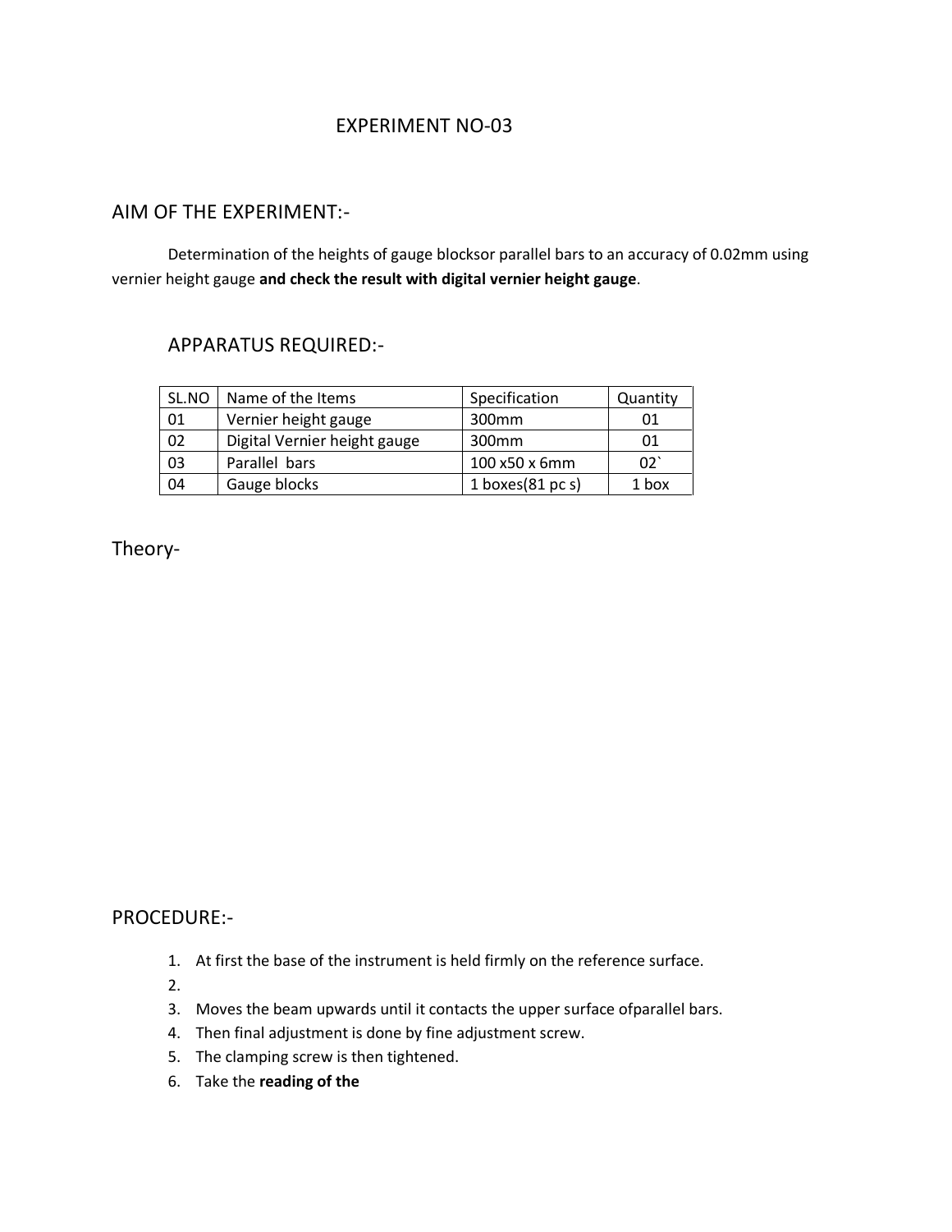# EXPERIMENT NO-03

## AIM OF THE EXPERIMENT:-

Determination of the heights of gauge blocksor parallel bars to an accuracy of 0.02mm using vernier height gauge **and check the result with digital vernier height gauge**.

## APPARATUS REQUIRED:-

| SL.NO | Name of the Items | Specification | Quantity |
|---|---|---|---|
| 01 | Vernier height gauge | 300mm | 01 |
| 02 | Digital Vernier height gauge | 300mm | 01 |
| 03 | Parallel bars | 100 x50 x 6mm | 02` |
| 04 | Gauge blocks | 1 boxes(81 pc s) | 1 box |

## Theory-

## PROCEDURE:-

1. At first the base of the instrument is held firmly on the reference surface.
2. 
3. Moves the beam upwards until it contacts the upper surface ofparallel bars.
4. Then final adjustment is done by fine adjustment screw.
5. The clamping screw is then tightened.
6. Take the **reading of the**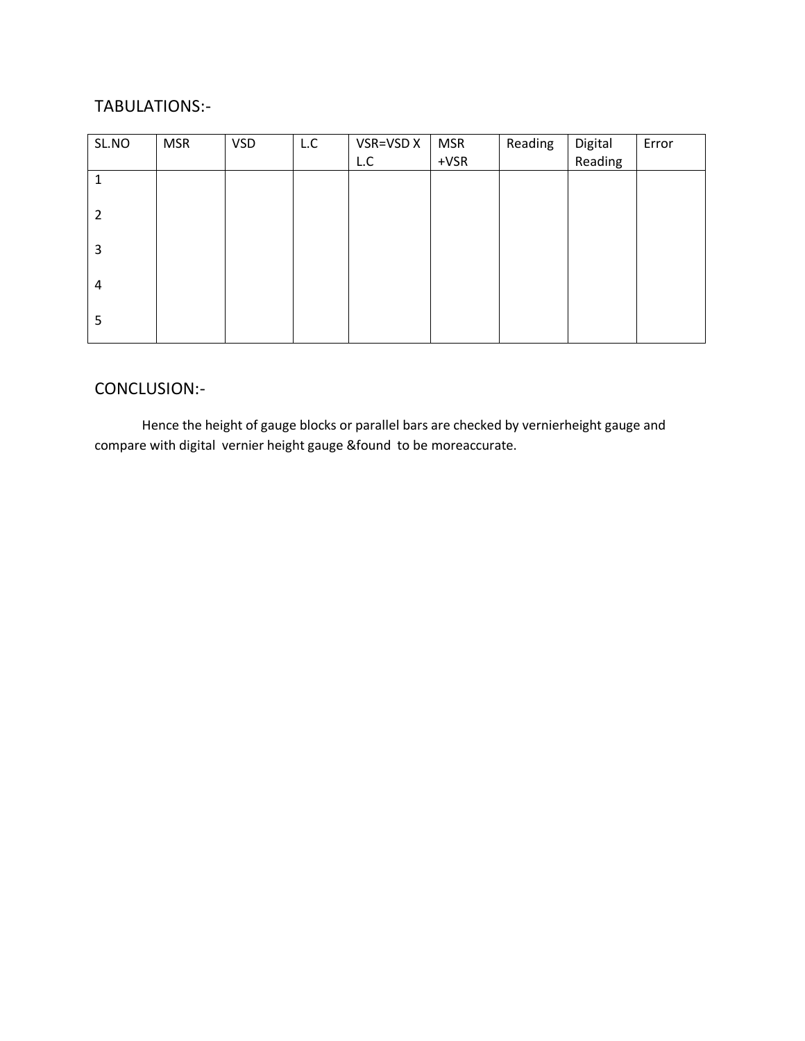## TABULATIONS:-

| SL.NO | MSR | VSD | L.C | VSR=VSD X L.C | MSR +VSR | Reading | Digital Reading | Error |
|---|---|---|---|---|---|---|---|---|
| 1 | | | | | | | | |
| 2 | | | | | | | | |
| 3 | | | | | | | | |
| 4 | | | | | | | | |
| 5 | | | | | | | | |

## CONCLUSION:-

Hence the height of gauge blocks or parallel bars are checked by vernierheight gauge and compare with digital vernier height gauge &found to be moreaccurate.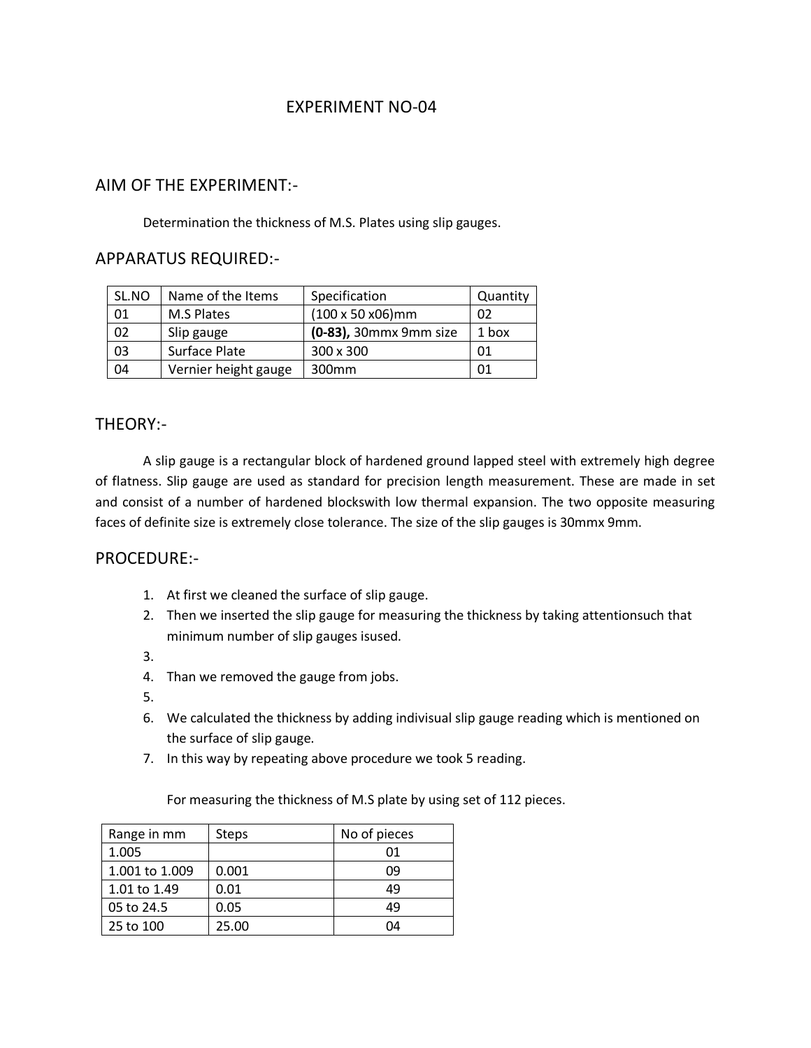# EXPERIMENT NO-04

## AIM OF THE EXPERIMENT:-

Determination the thickness of M.S. Plates using slip gauges.

## APPARATUS REQUIRED:-

| SL.NO | Name of the Items | Specification | Quantity |
|---|---|---|---|
| 01 | M.S Plates | (100 x 50 x06)mm | 02 |
| 02 | Slip gauge | **(0-83),** 30mmx 9mm size | 1 box |
| 03 | Surface Plate | 300 x 300 | 01 |
| 04 | Vernier height gauge | 300mm | 01 |

## THEORY:-

A slip gauge is a rectangular block of hardened ground lapped steel with extremely high degree of flatness. Slip gauge are used as standard for precision length measurement. These are made in set and consist of a number of hardened blockswith low thermal expansion. The two opposite measuring faces of definite size is extremely close tolerance. The size of the slip gauges is 30mmx 9mm.

## PROCEDURE:-

1. At first we cleaned the surface of slip gauge.
2. Then we inserted the slip gauge for measuring the thickness by taking attentionsuch that minimum number of slip gauges isused.
3. 
4. Than we removed the gauge from jobs.
5. 
6. We calculated the thickness by adding indivisual slip gauge reading which is mentioned on the surface of slip gauge.
7. In this way by repeating above procedure we took 5 reading.

For measuring the thickness of M.S plate by using set of 112 pieces.

| Range in mm | Steps | No of pieces |
|---|---|---|
| 1.005 | | 01 |
| 1.001 to 1.009 | 0.001 | 09 |
| 1.01 to 1.49 | 0.01 | 49 |
| 05 to 24.5 | 0.05 | 49 |
| 25 to 100 | 25.00 | 04 |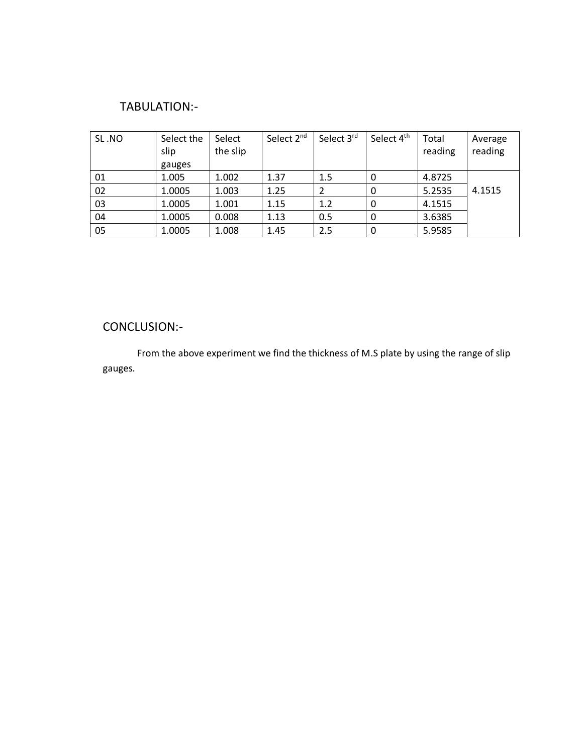## TABULATION:-

| SL .NO | Select the slip gauges | Select the slip | Select 2nd | Select 3rd | Select 4th | Total reading | Average reading |
|---|---|---|---|---|---|---|---|
| 01 | 1.005 | 1.002 | 1.37 | 1.5 | 0 | 4.8725 | 4.1515 |
| 02 | 1.0005 | 1.003 | 1.25 | 2 | 0 | 5.2535 | |
| 03 | 1.0005 | 1.001 | 1.15 | 1.2 | 0 | 4.1515 | |
| 04 | 1.0005 | 0.008 | 1.13 | 0.5 | 0 | 3.6385 | |
| 05 | 1.0005 | 1.008 | 1.45 | 2.5 | 0 | 5.9585 | |

## CONCLUSION:-

From the above experiment we find the thickness of M.S plate by using the range of slip gauges.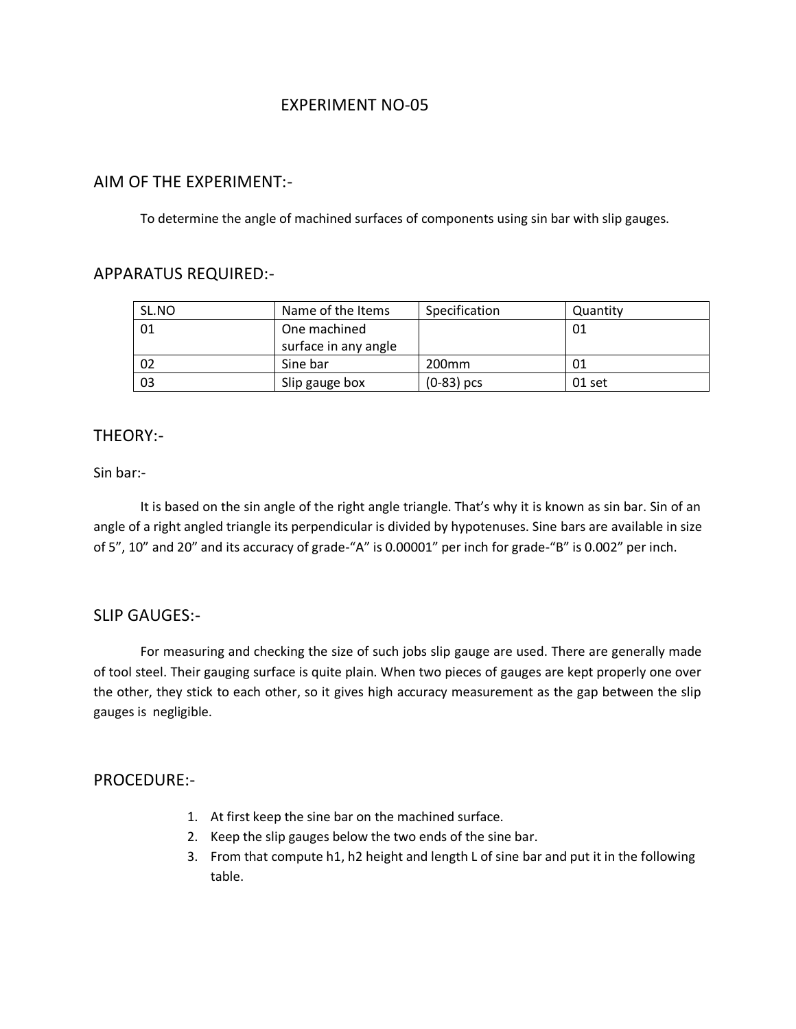# EXPERIMENT NO-05

## AIM OF THE EXPERIMENT:-

To determine the angle of machined surfaces of components using sin bar with slip gauges.

## APPARATUS REQUIRED:-

| SL.NO | Name of the Items | Specification | Quantity |
|---|---|---|---|
| 01 | One machined surface in any angle | | 01 |
| 02 | Sine bar | 200mm | 01 |
| 03 | Slip gauge box | (0-83) pcs | 01 set |

## THEORY:-

Sin bar:-

It is based on the sin angle of the right angle triangle. That's why it is known as sin bar. Sin of an angle of a right angled triangle its perpendicular is divided by hypotenuses. Sine bars are available in size of 5", 10" and 20" and its accuracy of grade-"A" is 0.00001" per inch for grade-"B" is 0.002" per inch.

## SLIP GAUGES:-

For measuring and checking the size of such jobs slip gauge are used. There are generally made of tool steel. Their gauging surface is quite plain. When two pieces of gauges are kept properly one over the other, they stick to each other, so it gives high accuracy measurement as the gap between the slip gauges is negligible.

## PROCEDURE:-

1. At first keep the sine bar on the machined surface.
2. Keep the slip gauges below the two ends of the sine bar.
3. From that compute $h_1$, $h_2$ height and length L of sine bar and put it in the following table.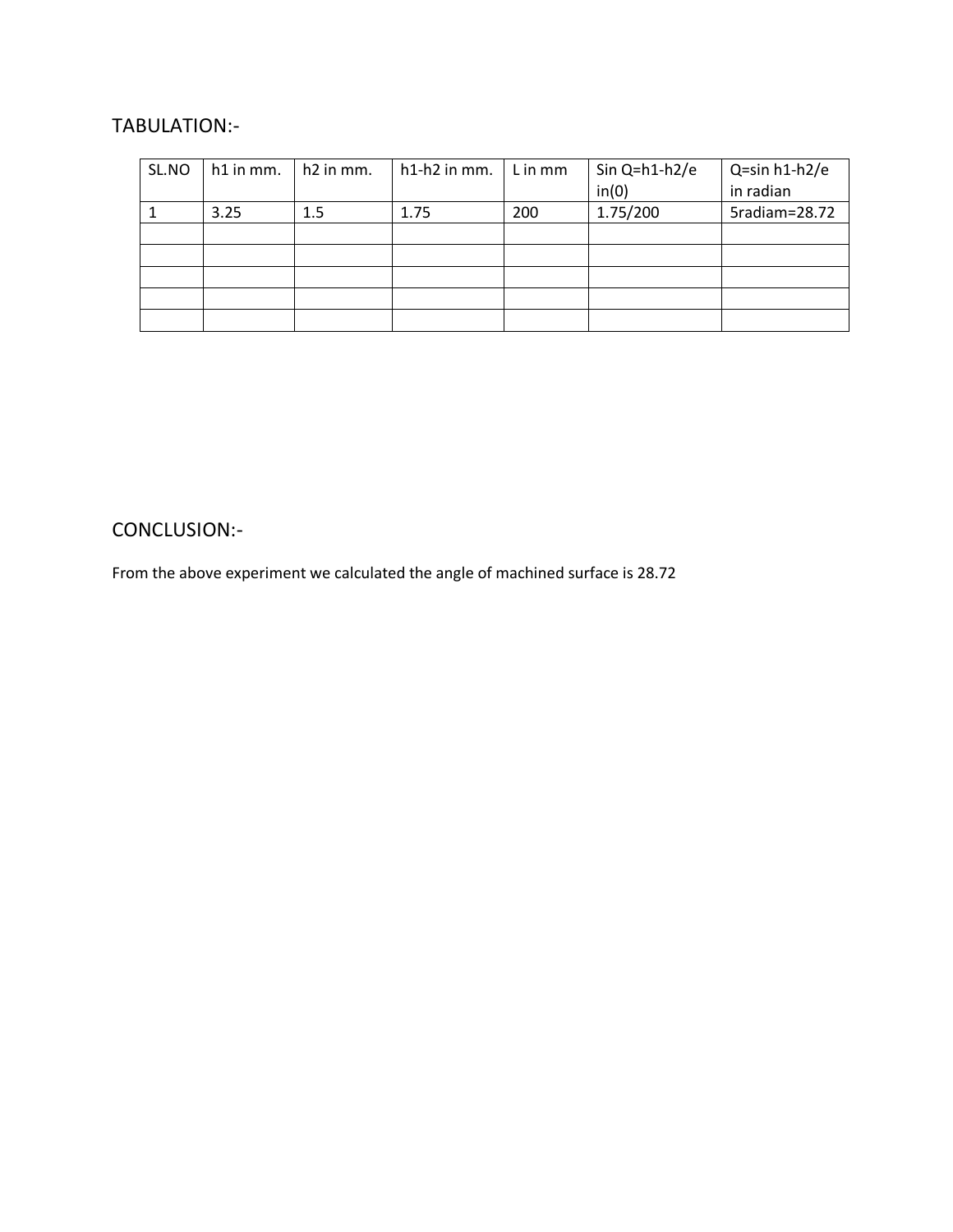## TABULATION:-

| SL.NO | h1 in mm. | h2 in mm. | h1-h2 in mm. | L in mm | Sin Q=h1-h2/e in(0) | Q=sin h1-h2/e in radian |
|---|---|---|---|---|---|---|
| 1 | 3.25 | 1.5 | 1.75 | 200 | 1.75/200 | 5radiam=28.72 |
| | | | | | | |
| | | | | | | |
| | | | | | | |
| | | | | | | |
| | | | | | | |

## CONCLUSION:-

From the above experiment we calculated the angle of machined surface is 28.72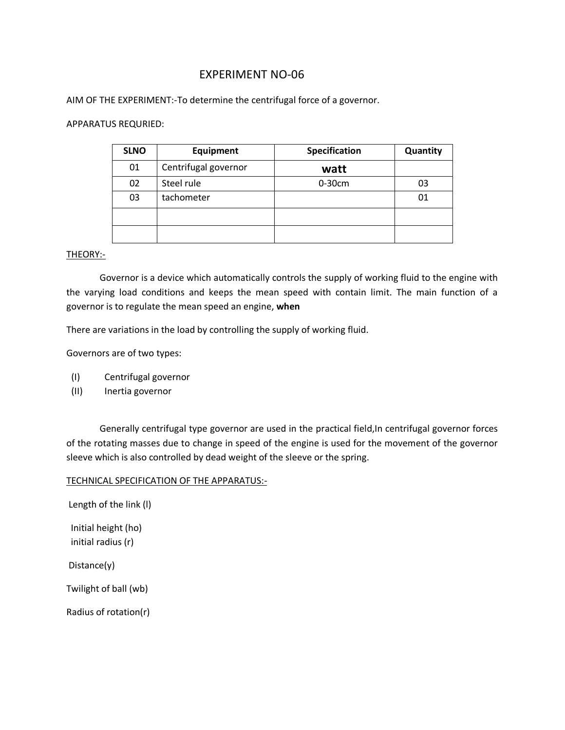# EXPERIMENT NO-06

AIM OF THE EXPERIMENT:-To determine the centrifugal force of a governor.

APPARATUS REQURIED:

| SLNO | Equipment | Specification | Quantity |
|---|---|---|---|
| 01 | Centrifugal governor | **watt** | |
| 02 | Steel rule | 0-30cm | 03 |
| 03 | tachometer | | 01 |
| | | | |
| | | | |

THEORY:-

Governor is a device which automatically controls the supply of working fluid to the engine with the varying load conditions and keeps the mean speed with contain limit. The main function of a governor is to regulate the mean speed an engine, **when**

There are variations in the load by controlling the supply of working fluid.

Governors are of two types:

(I) Centrifugal governor
(II) Inertia governor

Generally centrifugal type governor are used in the practical field,In centrifugal governor forces of the rotating masses due to change in speed of the engine is used for the movement of the governor sleeve which is also controlled by dead weight of the sleeve or the spring.

TECHNICAL SPECIFICATION OF THE APPARATUS:-

Length of the link (l)

Initial height (ho)
initial radius (r)

Distance(y)

Twilight of ball (wb)

Radius of rotation(r)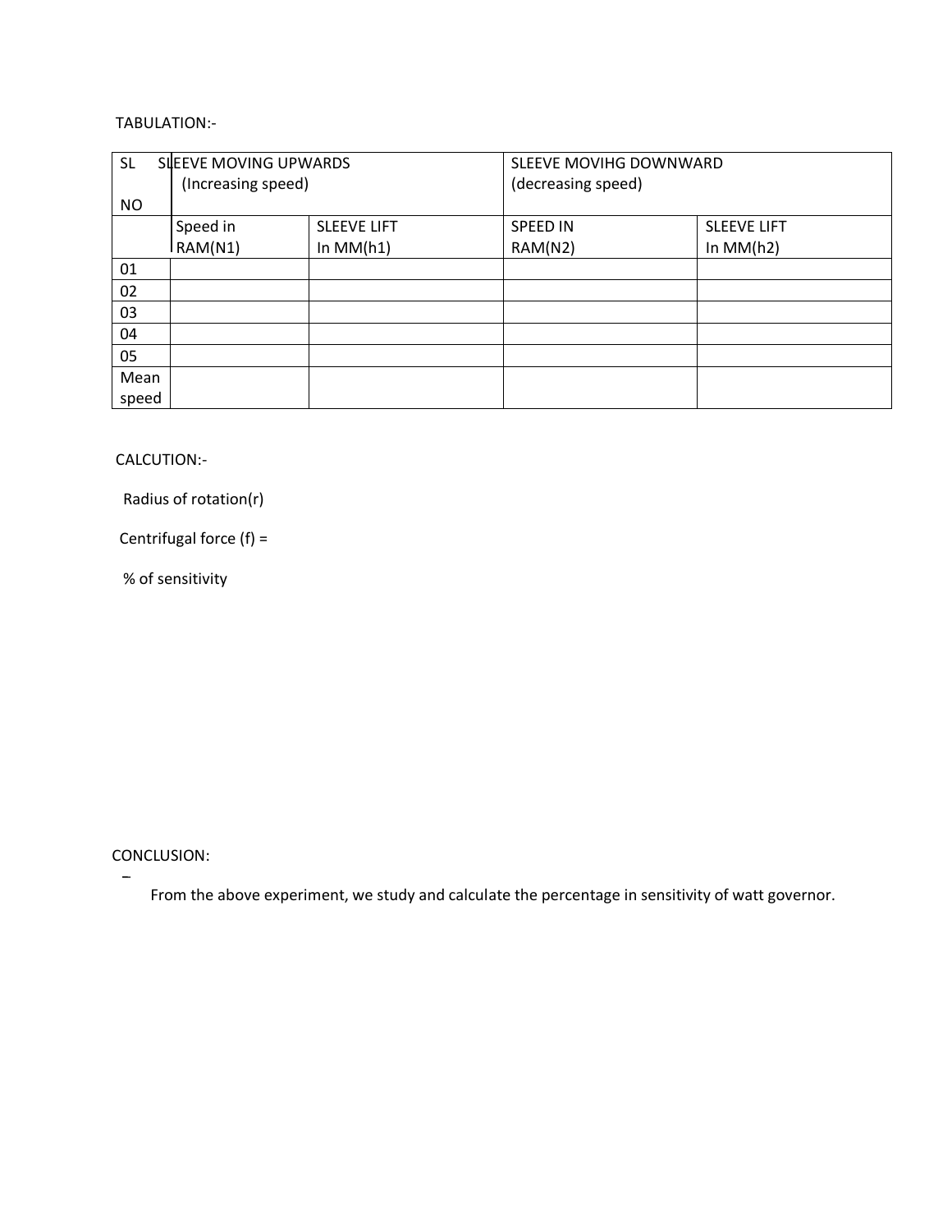TABULATION:-

| SL NO | SLEEVE MOVING UPWARDS (Increasing speed) | | SLEEVE MOVIHG DOWNWARD (decreasing speed) | |
|---|---|---|---|---|
| | Speed in RAM(N1) | SLEEVE LIFT In MM(h1) | SPEED IN RAM(N2) | SLEEVE LIFT In MM(h2) |
| 01 | | | | |
| 02 | | | | |
| 03 | | | | |
| 04 | | | | |
| 05 | | | | |
| Mean speed | | | | |

CALCUTION:-

Radius of rotation(r)

Centrifugal force (f) =

% of sensitivity

CONCLUSION:

–

From the above experiment, we study and calculate the percentage in sensitivity of watt governor.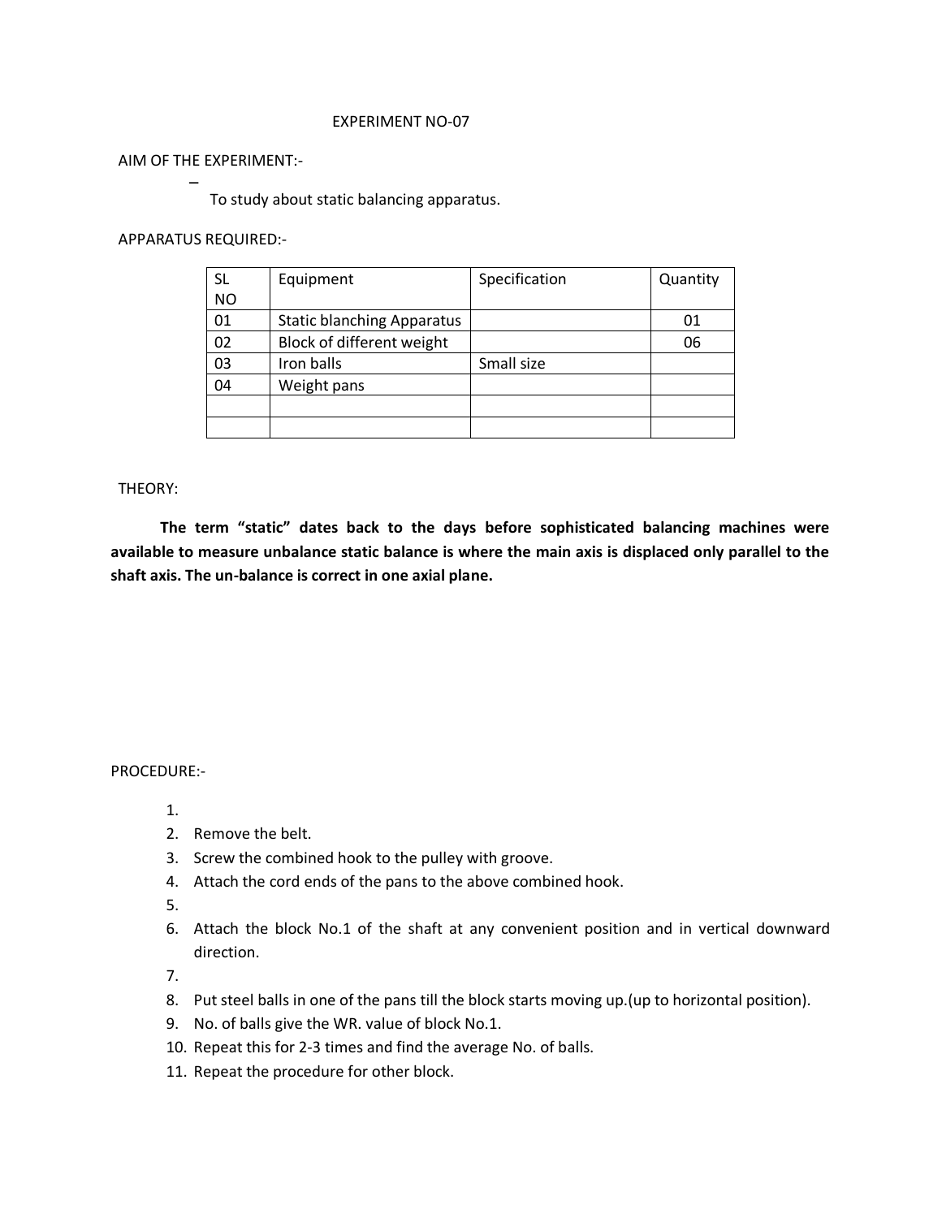EXPERIMENT NO-07

AIM OF THE EXPERIMENT:-

–

To study about static balancing apparatus.

APPARATUS REQUIRED:-

| SL NO | Equipment | Specification | Quantity |
|---|---|---|---|
| 01 | Static blanching Apparatus | | 01 |
| 02 | Block of different weight | | 06 |
| 03 | Iron balls | Small size | |
| 04 | Weight pans | | |
| | | | |
| | | | |

THEORY:

**The term "static" dates back to the days before sophisticated balancing machines were available to measure unbalance static balance is where the main axis is displaced only parallel to the shaft axis. The un-balance is correct in one axial plane.**

PROCEDURE:-

1. 
2. Remove the belt.
3. Screw the combined hook to the pulley with groove.
4. Attach the cord ends of the pans to the above combined hook.
5. 
6. Attach the block No.1 of the shaft at any convenient position and in vertical downward direction.
7. 
8. Put steel balls in one of the pans till the block starts moving up.(up to horizontal position).
9. No. of balls give the WR. value of block No.1.
10. Repeat this for 2-3 times and find the average No. of balls.
11. Repeat the procedure for other block.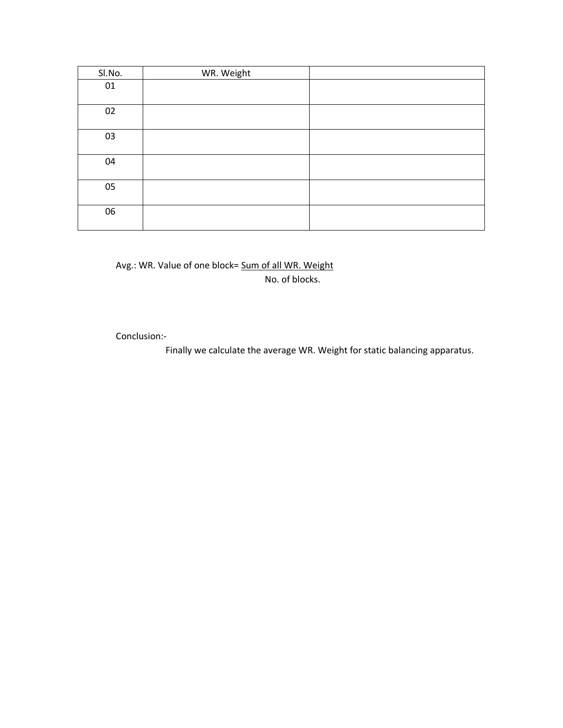| Sl.No. | WR. Weight | |
|---|---|---|
| 01 | | |
| 02 | | |
| 03 | | |
| 04 | | |
| 05 | | |
| 06 | | |

Avg.: WR. Value of one block= $\frac{\text{Sum of all WR. Weight}}{\text{No. of blocks.}}$

Conclusion:-

Finally we calculate the average WR. Weight for static balancing apparatus.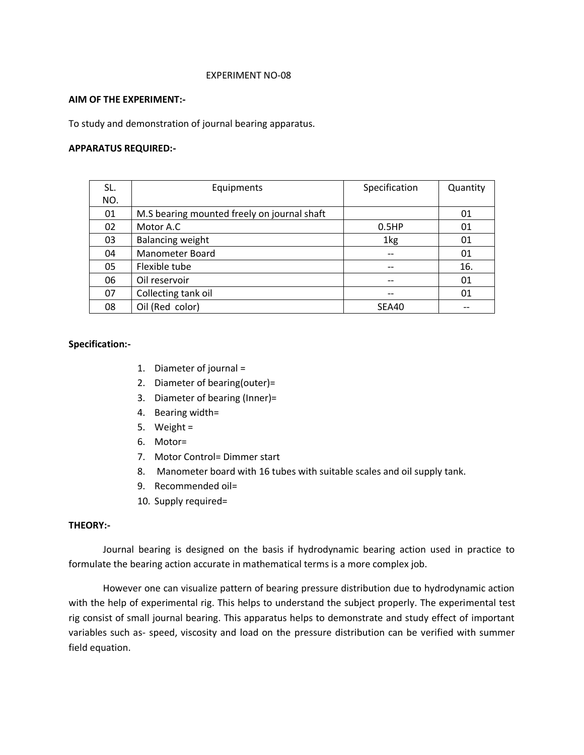EXPERIMENT NO-08

**AIM OF THE EXPERIMENT:-**

To study and demonstration of journal bearing apparatus.

**APPARATUS REQUIRED:-**

| SL. NO. | Equipments | Specification | Quantity |
|---|---|---|---|
| 01 | M.S bearing mounted freely on journal shaft | | 01 |
| 02 | Motor A.C | 0.5HP | 01 |
| 03 | Balancing weight | 1kg | 01 |
| 04 | Manometer Board | -- | 01 |
| 05 | Flexible tube | -- | 16. |
| 06 | Oil reservoir | -- | 01 |
| 07 | Collecting tank oil | -- | 01 |
| 08 | Oil (Red color) | SEA40 | -- |

**Specification:-**

1. Diameter of journal =
2. Diameter of bearing(outer)=
3. Diameter of bearing (Inner)=
4. Bearing width=
5. Weight =
6. Motor=
7. Motor Control= Dimmer start
8. Manometer board with 16 tubes with suitable scales and oil supply tank.
9. Recommended oil=
10. Supply required=

**THEORY:-**

Journal bearing is designed on the basis if hydrodynamic bearing action used in practice to formulate the bearing action accurate in mathematical terms is a more complex job.

However one can visualize pattern of bearing pressure distribution due to hydrodynamic action with the help of experimental rig. This helps to understand the subject properly. The experimental test rig consist of small journal bearing. This apparatus helps to demonstrate and study effect of important variables such as- speed, viscosity and load on the pressure distribution can be verified with summer field equation.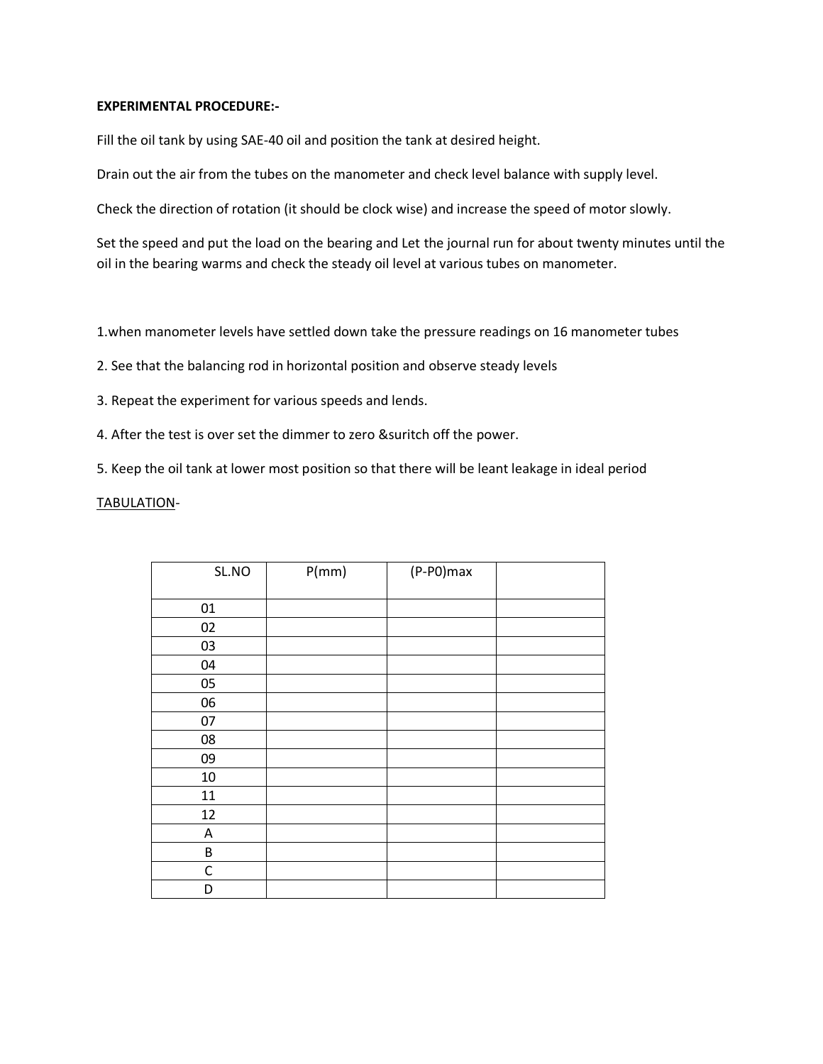**EXPERIMENTAL PROCEDURE:-**

Fill the oil tank by using SAE-40 oil and position the tank at desired height.

Drain out the air from the tubes on the manometer and check level balance with supply level.

Check the direction of rotation (it should be clock wise) and increase the speed of motor slowly.

Set the speed and put the load on the bearing and Let the journal run for about twenty minutes until the oil in the bearing warms and check the steady oil level at various tubes on manometer.

1.when manometer levels have settled down take the pressure readings on 16 manometer tubes

2. See that the balancing rod in horizontal position and observe steady levels

3. Repeat the experiment for various speeds and lends.

4. After the test is over set the dimmer to zero &suritch off the power.

5. Keep the oil tank at lower most position so that there will be leant leakage in ideal period

<u>TABULATION</u>-

| SL.NO | P(mm) | (P-P0)max | |
|---|---|---|---|
| 01 | | | |
| 02 | | | |
| 03 | | | |
| 04 | | | |
| 05 | | | |
| 06 | | | |
| 07 | | | |
| 08 | | | |
| 09 | | | |
| 10 | | | |
| 11 | | | |
| 12 | | | |
| A | | | |
| B | | | |
| C | | | |
| D | | | |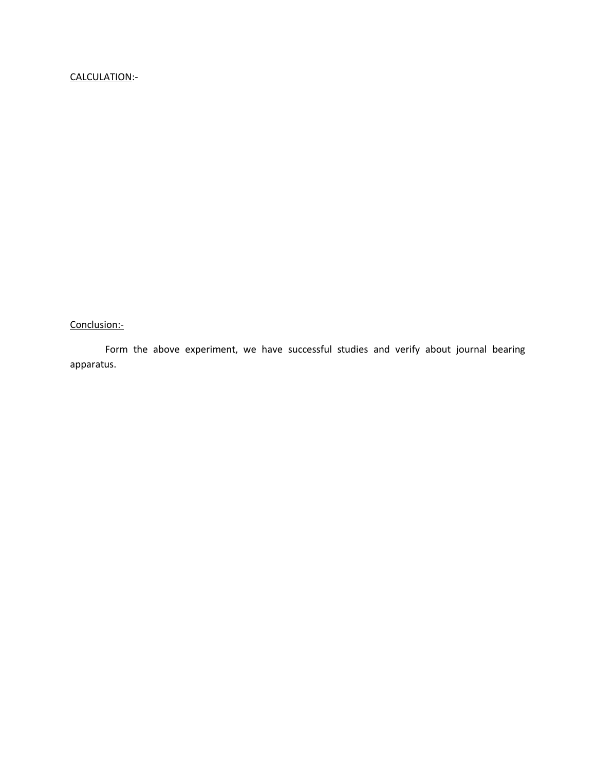CALCULATION:-

Conclusion:-

Form the above experiment, we have successful studies and verify about journal bearing apparatus.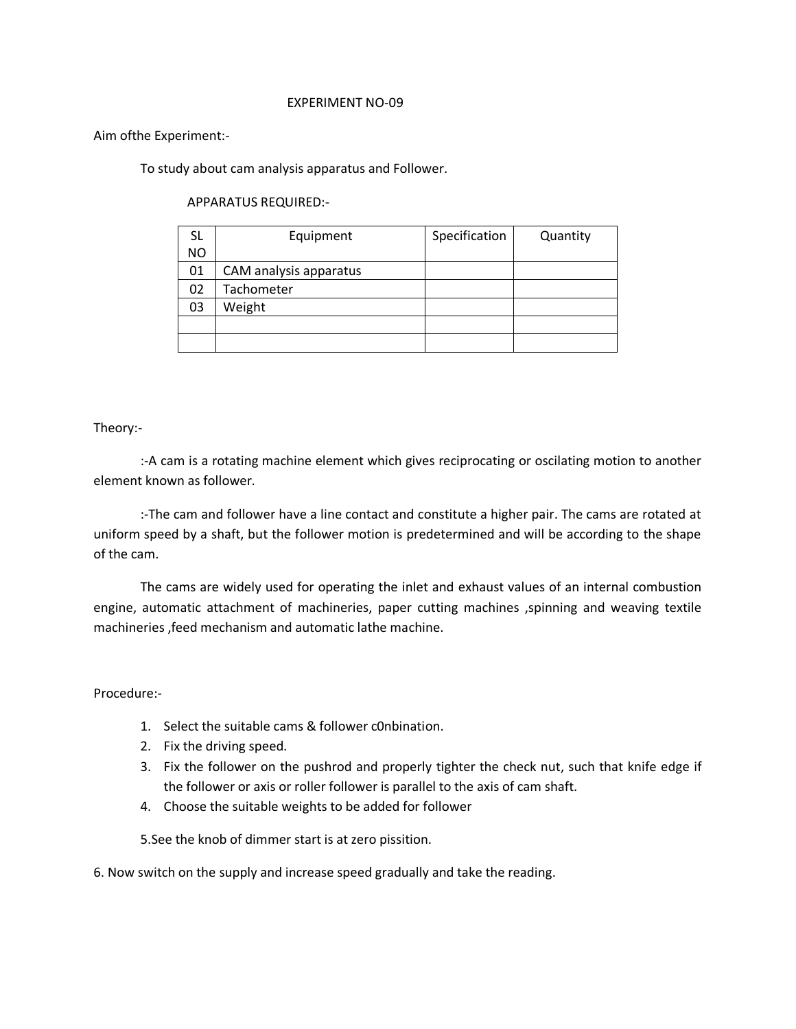EXPERIMENT NO-09

Aim ofthe Experiment:-

To study about cam analysis apparatus and Follower.

APPARATUS REQUIRED:-

| SL NO | Equipment | Specification | Quantity |
|---|---|---|---|
| 01 | CAM analysis apparatus | | |
| 02 | Tachometer | | |
| 03 | Weight | | |
| | | | |
| | | | |

Theory:-

:-A cam is a rotating machine element which gives reciprocating or oscilating motion to another element known as follower.

:-The cam and follower have a line contact and constitute a higher pair. The cams are rotated at uniform speed by a shaft, but the follower motion is predetermined and will be according to the shape of the cam.

The cams are widely used for operating the inlet and exhaust values of an internal combustion engine, automatic attachment of machineries, paper cutting machines ,spinning and weaving textile machineries ,feed mechanism and automatic lathe machine.

Procedure:-

1. Select the suitable cams & follower c0nbination.
2. Fix the driving speed.
3. Fix the follower on the pushrod and properly tighter the check nut, such that knife edge if the follower or axis or roller follower is parallel to the axis of cam shaft.
4. Choose the suitable weights to be added for follower

5.See the knob of dimmer start is at zero pissition.

6. Now switch on the supply and increase speed gradually and take the reading.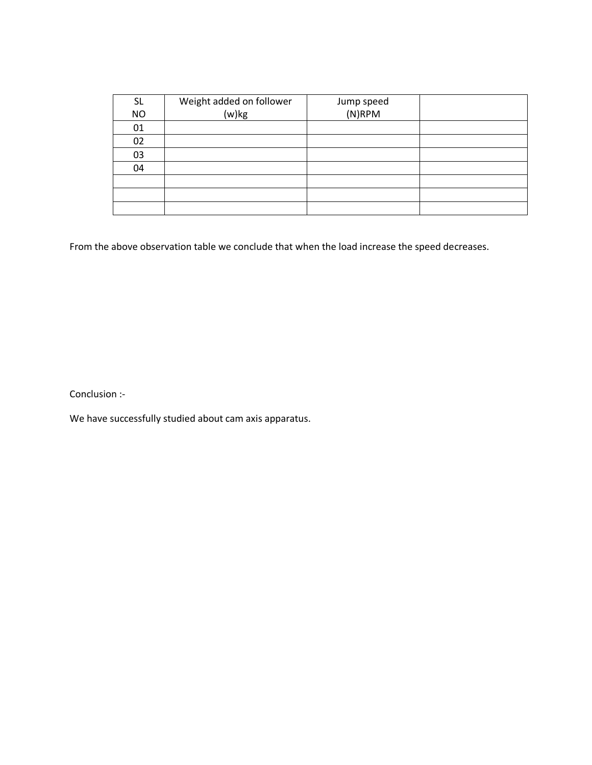| SL NO | Weight added on follower (w)kg | Jump speed (N)RPM | |
|---|---|---|---|
| 01 | | | |
| 02 | | | |
| 03 | | | |
| 04 | | | |
| | | | |
| | | | |
| | | | |

From the above observation table we conclude that when the load increase the speed decreases.

Conclusion :-

We have successfully studied about cam axis apparatus.